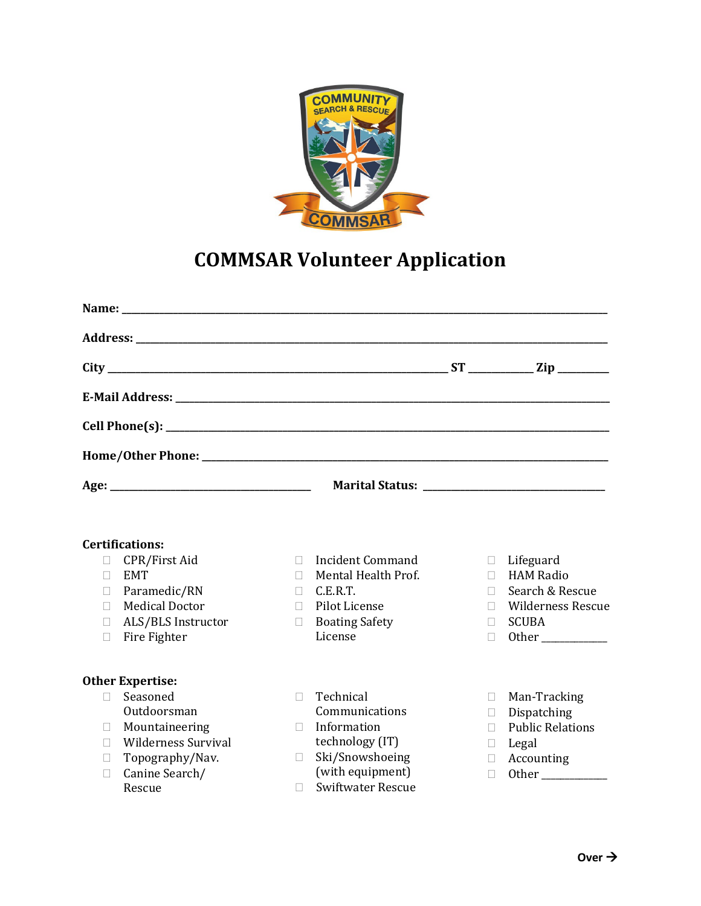# COMMSAR Volunteer Application

**Name:** ______________________________________________________________________________

**Address:** ____________________________________________________________________________

**City** _______________________________________________ **ST** __________ **Zip** _________

**E-Mail Address:** ______________________________________________________________________

**Cell Phone(s):** _______________________________________________________________________

**Home/Other Phone:** ___________________________________________________________________

**Age:** ________________________________ **Marital Status:** _____________________________

**Certifications:**

- ☐ CPR/First Aid
- ☐ EMT
- ☐ Paramedic/RN
- ☐ Medical Doctor
- ☐ ALS/BLS Instructor
- ☐ Fire Fighter
- ☐ Incident Command
- ☐ Mental Health Prof.
- ☐ C.E.R.T.
- ☐ Pilot License
- ☐ Boating Safety License
- ☐ Lifeguard
- ☐ HAM Radio
- ☐ Search & Rescue
- ☐ Wilderness Rescue
- ☐ SCUBA
- ☐ Other ___________

**Other Expertise:**

- ☐ Seasoned Outdoorsman
- ☐ Mountaineering
- ☐ Wilderness Survival
- ☐ Topography/Nav.
- ☐ Canine Search/ Rescue
- ☐ Technical Communications
- ☐ Information technology (IT)
- ☐ Ski/Snowshoeing (with equipment)
- ☐ Swiftwater Rescue
- ☐ Man-Tracking
- ☐ Dispatching
- ☐ Public Relations
- ☐ Legal
- ☐ Accounting
- ☐ Other ___________

**Over →**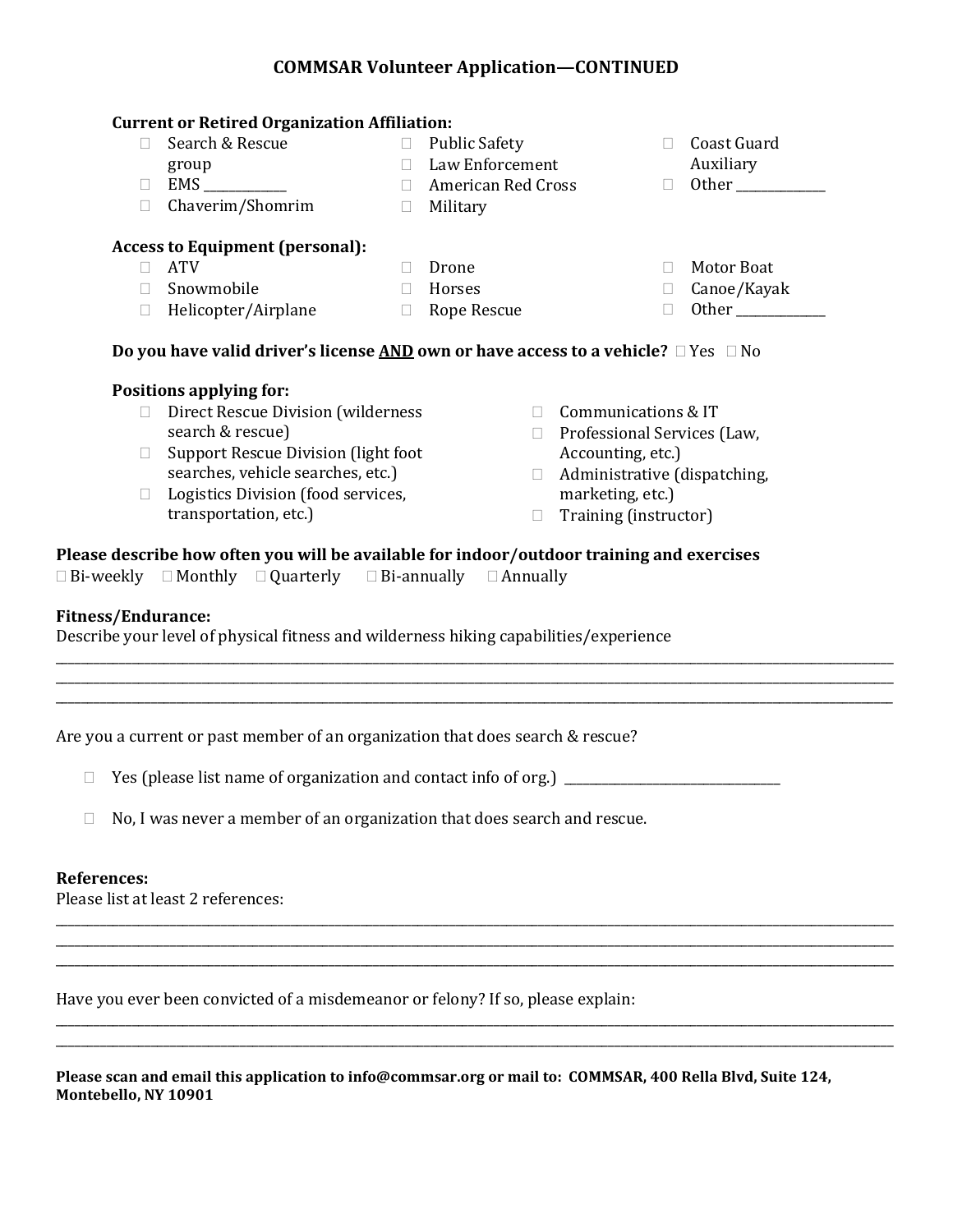# COMMSAR Volunteer Application—CONTINUED

**Current or Retired Organization Affiliation:**

- ☐ Search & Rescue group
- ☐ EMS ____________
- ☐ Chaverim/Shomrim
- ☐ Public Safety
- ☐ Law Enforcement
- ☐ American Red Cross
- ☐ Military
- ☐ Coast Guard Auxiliary
- ☐ Other ____________

**Access to Equipment (personal):**

- ☐ ATV
- ☐ Snowmobile
- ☐ Helicopter/Airplane
- ☐ Drone
- ☐ Horses
- ☐ Rope Rescue
- ☐ Motor Boat
- ☐ Canoe/Kayak
- ☐ Other ____________

**Do you have valid driver's license AND own or have access to a vehicle?** ☐ Yes ☐ No

**Positions applying for:**

- ☐ Direct Rescue Division (wilderness search & rescue)
- ☐ Support Rescue Division (light foot searches, vehicle searches, etc.)
- ☐ Logistics Division (food services, transportation, etc.)
- ☐ Communications & IT
- ☐ Professional Services (Law, Accounting, etc.)
- ☐ Administrative (dispatching, marketing, etc.)
- ☐ Training (instructor)

**Please describe how often you will be available for indoor/outdoor training and exercises**

☐ Bi-weekly ☐ Monthly ☐ Quarterly ☐ Bi-annually ☐ Annually

**Fitness/Endurance:**

Describe your level of physical fitness and wilderness hiking capabilities/experience

______________________________________________________________________________

______________________________________________________________________________

______________________________________________________________________________

Are you a current or past member of an organization that does search & rescue?

☐ Yes (please list name of organization and contact info of org.) ______________________________

☐ No, I was never a member of an organization that does search and rescue.

**References:**

Please list at least 2 references:

______________________________________________________________________________

______________________________________________________________________________

______________________________________________________________________________

Have you ever been convicted of a misdemeanor or felony? If so, please explain:

______________________________________________________________________________

______________________________________________________________________________

**Please scan and email this application to info@commsar.org or mail to: COMMSAR, 400 Rella Blvd, Suite 124, Montebello, NY 10901**